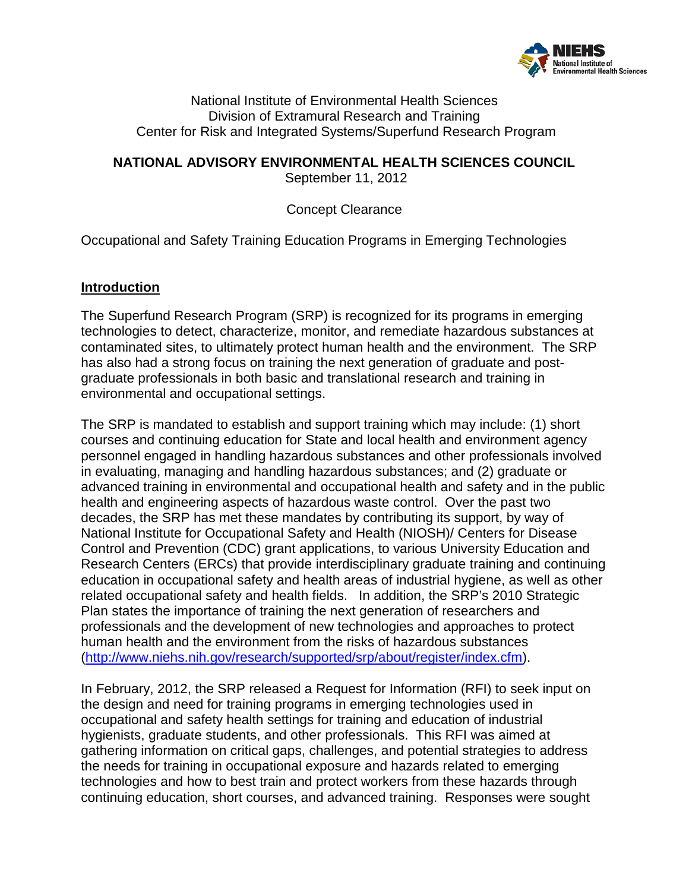National Institute of Environmental Health Sciences
Division of Extramural Research and Training
Center for Risk and Integrated Systems/Superfund Research Program

**NATIONAL ADVISORY ENVIRONMENTAL HEALTH SCIENCES COUNCIL**
September 11, 2012

Concept Clearance

Occupational and Safety Training Education Programs in Emerging Technologies

## Introduction

The Superfund Research Program (SRP) is recognized for its programs in emerging technologies to detect, characterize, monitor, and remediate hazardous substances at contaminated sites, to ultimately protect human health and the environment. The SRP has also had a strong focus on training the next generation of graduate and post-graduate professionals in both basic and translational research and training in environmental and occupational settings.

The SRP is mandated to establish and support training which may include: (1) short courses and continuing education for State and local health and environment agency personnel engaged in handling hazardous substances and other professionals involved in evaluating, managing and handling hazardous substances; and (2) graduate or advanced training in environmental and occupational health and safety and in the public health and engineering aspects of hazardous waste control. Over the past two decades, the SRP has met these mandates by contributing its support, by way of National Institute for Occupational Safety and Health (NIOSH)/ Centers for Disease Control and Prevention (CDC) grant applications, to various University Education and Research Centers (ERCs) that provide interdisciplinary graduate training and continuing education in occupational safety and health areas of industrial hygiene, as well as other related occupational safety and health fields. In addition, the SRP's 2010 Strategic Plan states the importance of training the next generation of researchers and professionals and the development of new technologies and approaches to protect human health and the environment from the risks of hazardous substances (http://www.niehs.nih.gov/research/supported/srp/about/register/index.cfm).

In February, 2012, the SRP released a Request for Information (RFI) to seek input on the design and need for training programs in emerging technologies used in occupational and safety health settings for training and education of industrial hygienists, graduate students, and other professionals. This RFI was aimed at gathering information on critical gaps, challenges, and potential strategies to address the needs for training in occupational exposure and hazards related to emerging technologies and how to best train and protect workers from these hazards through continuing education, short courses, and advanced training. Responses were sought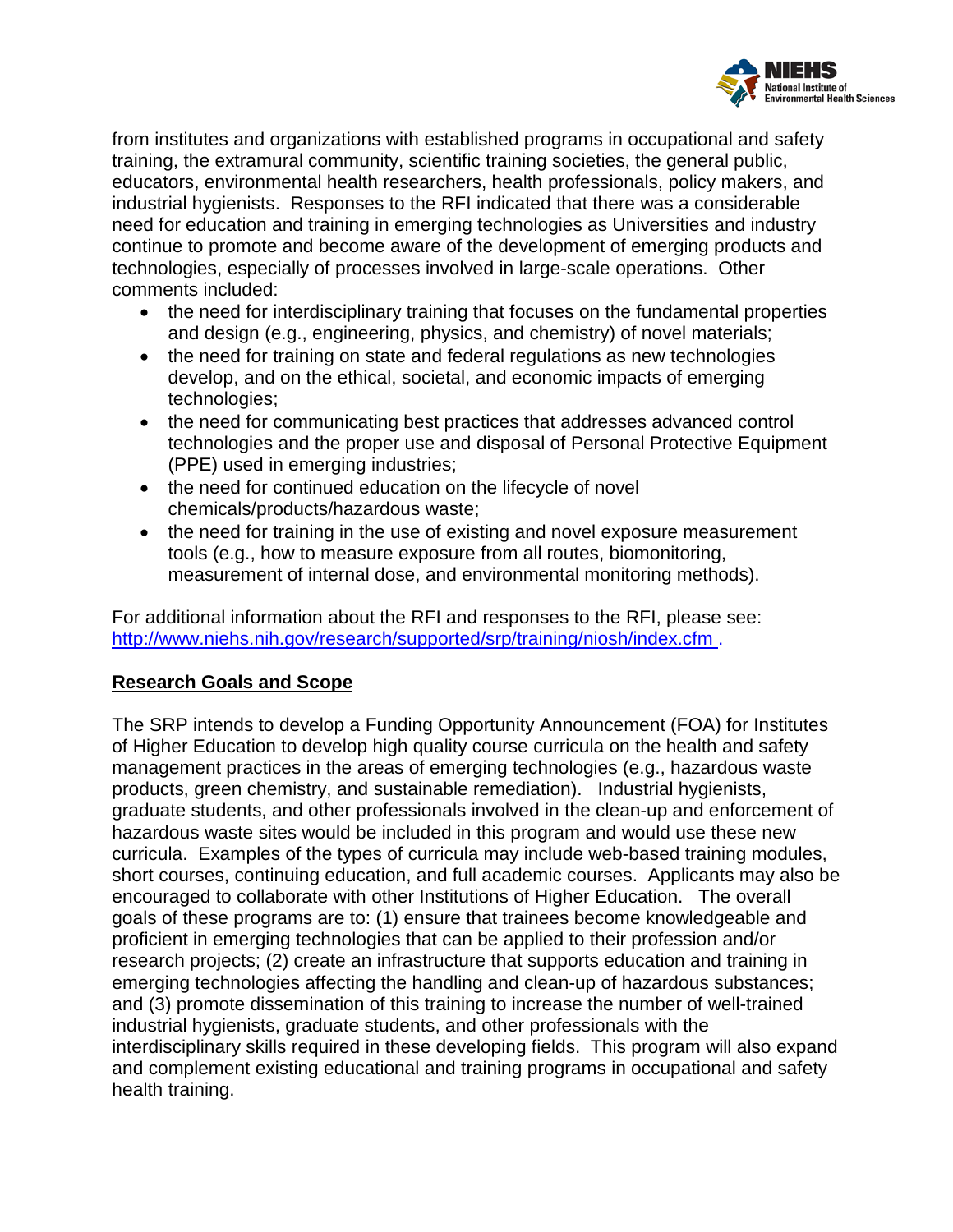from institutes and organizations with established programs in occupational and safety training, the extramural community, scientific training societies, the general public, educators, environmental health researchers, health professionals, policy makers, and industrial hygienists. Responses to the RFI indicated that there was a considerable need for education and training in emerging technologies as Universities and industry continue to promote and become aware of the development of emerging products and technologies, especially of processes involved in large-scale operations. Other comments included:

- the need for interdisciplinary training that focuses on the fundamental properties and design (e.g., engineering, physics, and chemistry) of novel materials;
- the need for training on state and federal regulations as new technologies develop, and on the ethical, societal, and economic impacts of emerging technologies;
- the need for communicating best practices that addresses advanced control technologies and the proper use and disposal of Personal Protective Equipment (PPE) used in emerging industries;
- the need for continued education on the lifecycle of novel chemicals/products/hazardous waste;
- the need for training in the use of existing and novel exposure measurement tools (e.g., how to measure exposure from all routes, biomonitoring, measurement of internal dose, and environmental monitoring methods).

For additional information about the RFI and responses to the RFI, please see: http://www.niehs.nih.gov/research/supported/srp/training/niosh/index.cfm .

## Research Goals and Scope

The SRP intends to develop a Funding Opportunity Announcement (FOA) for Institutes of Higher Education to develop high quality course curricula on the health and safety management practices in the areas of emerging technologies (e.g., hazardous waste products, green chemistry, and sustainable remediation). Industrial hygienists, graduate students, and other professionals involved in the clean-up and enforcement of hazardous waste sites would be included in this program and would use these new curricula. Examples of the types of curricula may include web-based training modules, short courses, continuing education, and full academic courses. Applicants may also be encouraged to collaborate with other Institutions of Higher Education. The overall goals of these programs are to: (1) ensure that trainees become knowledgeable and proficient in emerging technologies that can be applied to their profession and/or research projects; (2) create an infrastructure that supports education and training in emerging technologies affecting the handling and clean-up of hazardous substances; and (3) promote dissemination of this training to increase the number of well-trained industrial hygienists, graduate students, and other professionals with the interdisciplinary skills required in these developing fields. This program will also expand and complement existing educational and training programs in occupational and safety health training.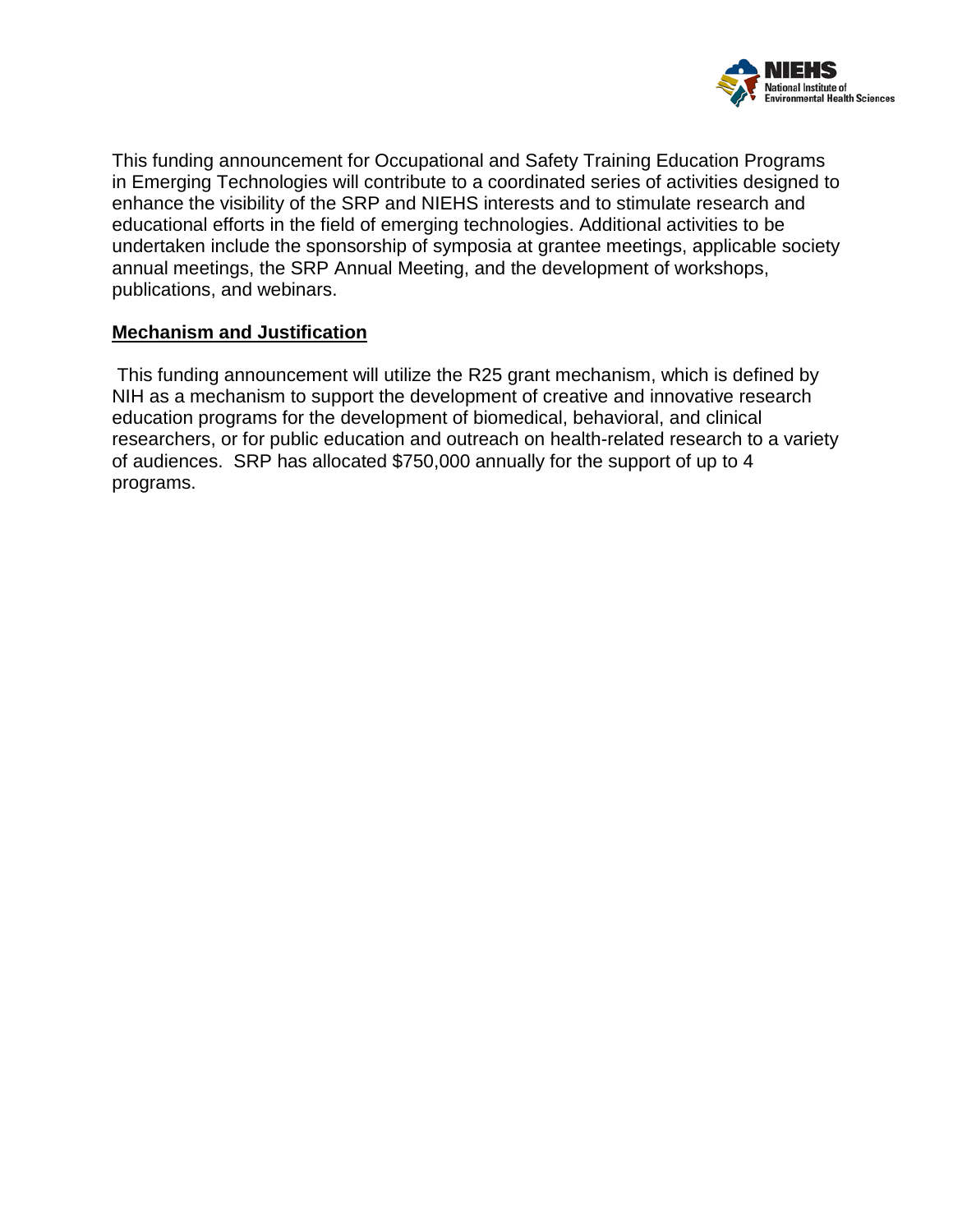This funding announcement for Occupational and Safety Training Education Programs in Emerging Technologies will contribute to a coordinated series of activities designed to enhance the visibility of the SRP and NIEHS interests and to stimulate research and educational efforts in the field of emerging technologies. Additional activities to be undertaken include the sponsorship of symposia at grantee meetings, applicable society annual meetings, the SRP Annual Meeting, and the development of workshops, publications, and webinars.

## Mechanism and Justification

This funding announcement will utilize the R25 grant mechanism, which is defined by NIH as a mechanism to support the development of creative and innovative research education programs for the development of biomedical, behavioral, and clinical researchers, or for public education and outreach on health-related research to a variety of audiences. SRP has allocated $750,000 annually for the support of up to 4 programs.